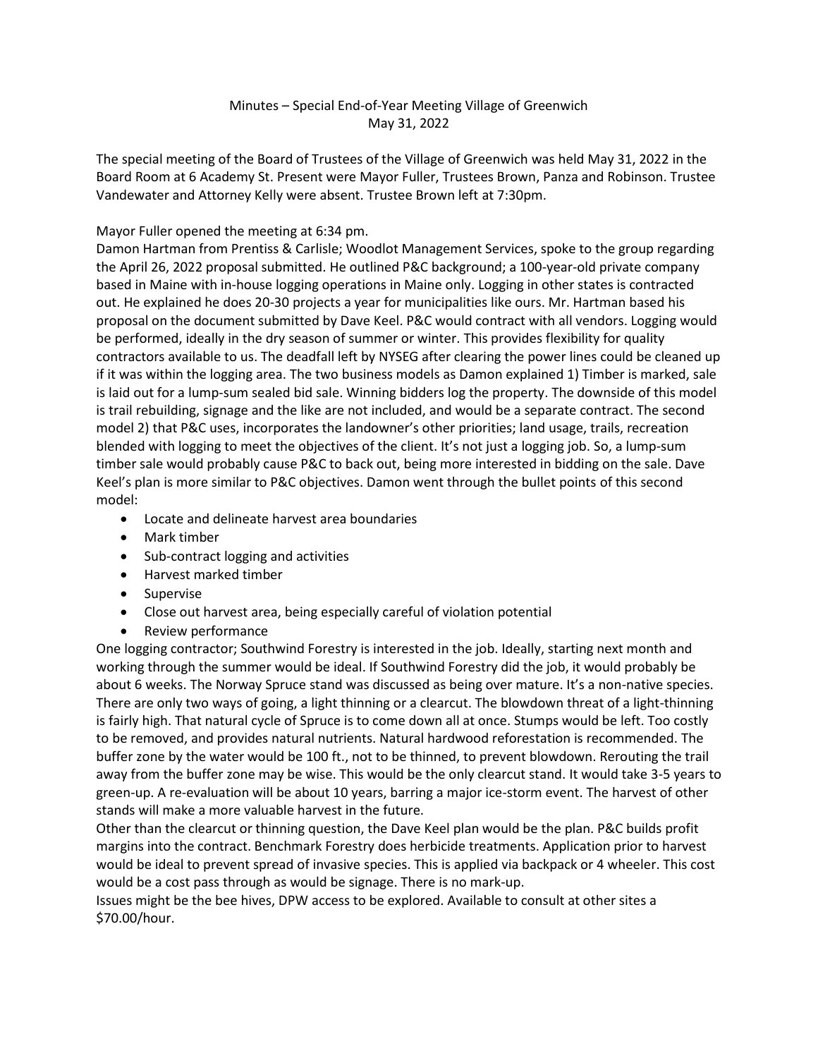# Minutes – Special End-of-Year Meeting Village of Greenwich
May 31, 2022

The special meeting of the Board of Trustees of the Village of Greenwich was held May 31, 2022 in the Board Room at 6 Academy St. Present were Mayor Fuller, Trustees Brown, Panza and Robinson. Trustee Vandewater and Attorney Kelly were absent. Trustee Brown left at 7:30pm.

Mayor Fuller opened the meeting at 6:34 pm.

Damon Hartman from Prentiss & Carlisle; Woodlot Management Services, spoke to the group regarding the April 26, 2022 proposal submitted. He outlined P&C background; a 100-year-old private company based in Maine with in-house logging operations in Maine only. Logging in other states is contracted out. He explained he does 20-30 projects a year for municipalities like ours. Mr. Hartman based his proposal on the document submitted by Dave Keel. P&C would contract with all vendors. Logging would be performed, ideally in the dry season of summer or winter. This provides flexibility for quality contractors available to us. The deadfall left by NYSEG after clearing the power lines could be cleaned up if it was within the logging area. The two business models as Damon explained 1) Timber is marked, sale is laid out for a lump-sum sealed bid sale. Winning bidders log the property. The downside of this model is trail rebuilding, signage and the like are not included, and would be a separate contract. The second model 2) that P&C uses, incorporates the landowner's other priorities; land usage, trails, recreation blended with logging to meet the objectives of the client. It's not just a logging job. So, a lump-sum timber sale would probably cause P&C to back out, being more interested in bidding on the sale. Dave Keel's plan is more similar to P&C objectives. Damon went through the bullet points of this second model:

- Locate and delineate harvest area boundaries
- Mark timber
- Sub-contract logging and activities
- Harvest marked timber
- Supervise
- Close out harvest area, being especially careful of violation potential
- Review performance

One logging contractor; Southwind Forestry is interested in the job. Ideally, starting next month and working through the summer would be ideal. If Southwind Forestry did the job, it would probably be about 6 weeks. The Norway Spruce stand was discussed as being over mature. It's a non-native species. There are only two ways of going, a light thinning or a clearcut. The blowdown threat of a light-thinning is fairly high. That natural cycle of Spruce is to come down all at once. Stumps would be left. Too costly to be removed, and provides natural nutrients. Natural hardwood reforestation is recommended. The buffer zone by the water would be 100 ft., not to be thinned, to prevent blowdown. Rerouting the trail away from the buffer zone may be wise. This would be the only clearcut stand. It would take 3-5 years to green-up. A re-evaluation will be about 10 years, barring a major ice-storm event. The harvest of other stands will make a more valuable harvest in the future.

Other than the clearcut or thinning question, the Dave Keel plan would be the plan. P&C builds profit margins into the contract. Benchmark Forestry does herbicide treatments. Application prior to harvest would be ideal to prevent spread of invasive species. This is applied via backpack or 4 wheeler. This cost would be a cost pass through as would be signage. There is no mark-up.

Issues might be the bee hives, DPW access to be explored. Available to consult at other sites a $70.00/hour.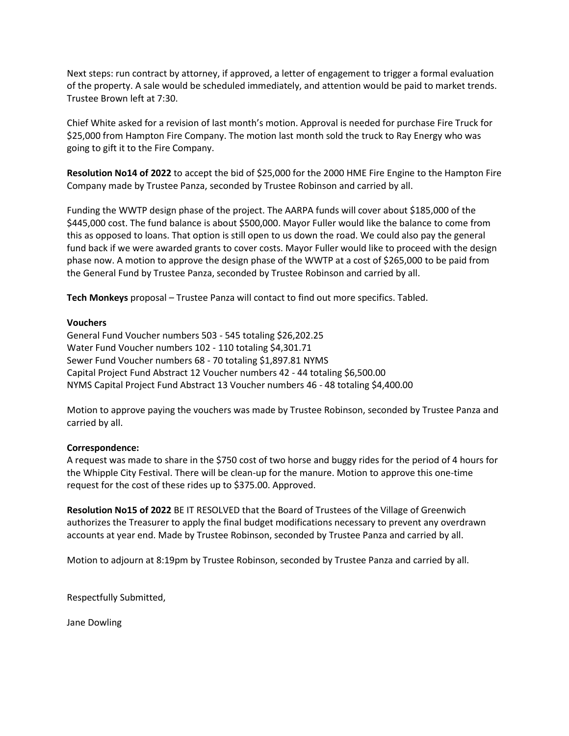Next steps: run contract by attorney, if approved, a letter of engagement to trigger a formal evaluation of the property. A sale would be scheduled immediately, and attention would be paid to market trends. Trustee Brown left at 7:30.

Chief White asked for a revision of last month's motion. Approval is needed for purchase Fire Truck for $25,000 from Hampton Fire Company. The motion last month sold the truck to Ray Energy who was going to gift it to the Fire Company.

**Resolution No14 of 2022** to accept the bid of $25,000 for the 2000 HME Fire Engine to the Hampton Fire Company made by Trustee Panza, seconded by Trustee Robinson and carried by all.

Funding the WWTP design phase of the project. The AARPA funds will cover about $185,000 of the $445,000 cost. The fund balance is about $500,000. Mayor Fuller would like the balance to come from this as opposed to loans. That option is still open to us down the road. We could also pay the general fund back if we were awarded grants to cover costs. Mayor Fuller would like to proceed with the design phase now. A motion to approve the design phase of the WWTP at a cost of $265,000 to be paid from the General Fund by Trustee Panza, seconded by Trustee Robinson and carried by all.

**Tech Monkeys** proposal – Trustee Panza will contact to find out more specifics. Tabled.

**Vouchers**

General Fund Voucher numbers 503 - 545 totaling $26,202.25
Water Fund Voucher numbers 102 - 110 totaling $4,301.71
Sewer Fund Voucher numbers 68 - 70 totaling $1,897.81 NYMS
Capital Project Fund Abstract 12 Voucher numbers 42 - 44 totaling $6,500.00
NYMS Capital Project Fund Abstract 13 Voucher numbers 46 - 48 totaling $4,400.00

Motion to approve paying the vouchers was made by Trustee Robinson, seconded by Trustee Panza and carried by all.

**Correspondence:**

A request was made to share in the $750 cost of two horse and buggy rides for the period of 4 hours for the Whipple City Festival. There will be clean-up for the manure. Motion to approve this one-time request for the cost of these rides up to $375.00. Approved.

**Resolution No15 of 2022** BE IT RESOLVED that the Board of Trustees of the Village of Greenwich authorizes the Treasurer to apply the final budget modifications necessary to prevent any overdrawn accounts at year end. Made by Trustee Robinson, seconded by Trustee Panza and carried by all.

Motion to adjourn at 8:19pm by Trustee Robinson, seconded by Trustee Panza and carried by all.

Respectfully Submitted,

Jane Dowling